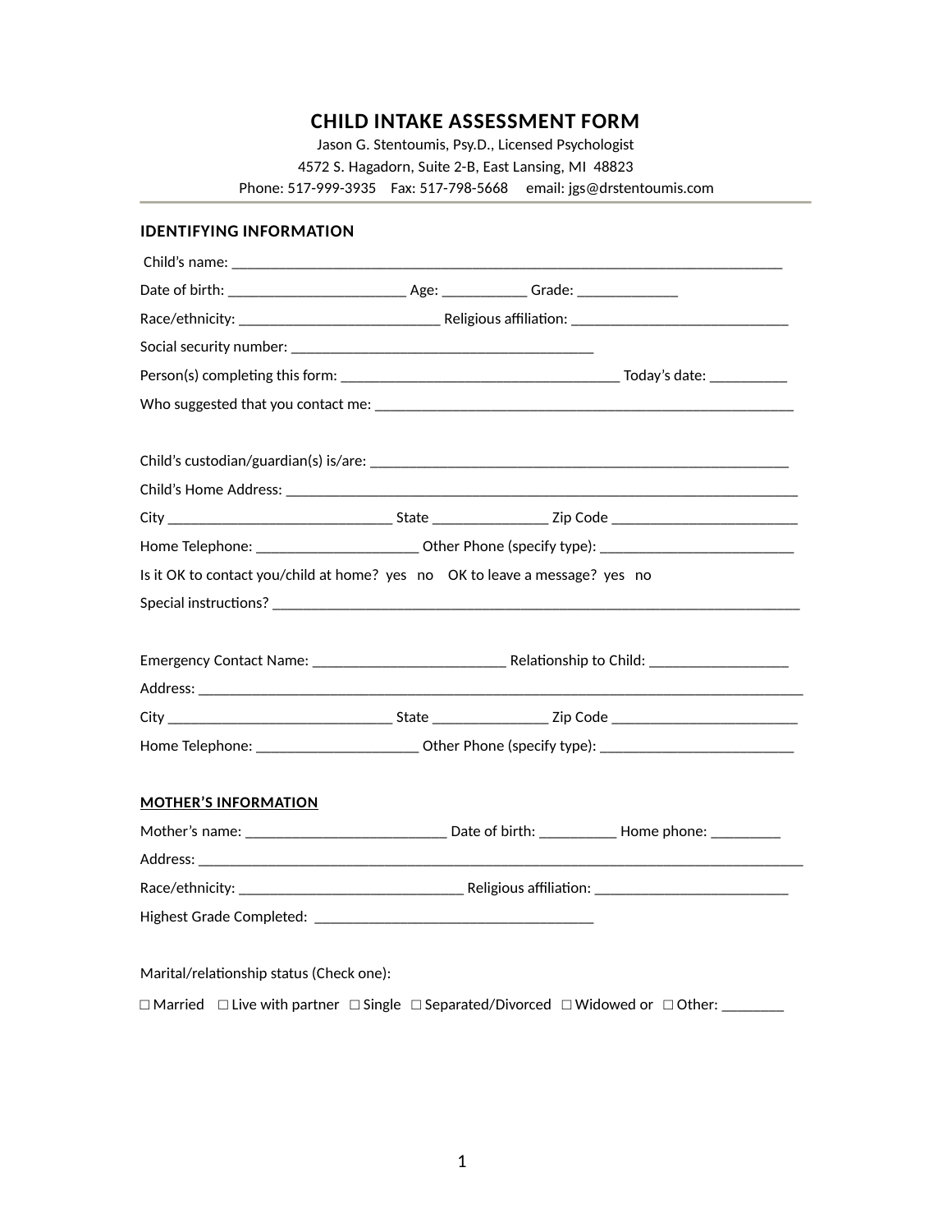# CHILD INTAKE ASSESSMENT FORM

Jason G. Stentoumis, Psy.D., Licensed Psychologist
4572 S. Hagadorn, Suite 2-B, East Lansing, MI 48823
Phone: 517-999-3935 Fax: 517-798-5668 email: jgs@drstentoumis.com

## IDENTIFYING INFORMATION

Child's name: ___________________________________________________________________________

Date of birth: ________________________ Age: ___________ Grade: ______________

Race/ethnicity: ___________________________ Religious affiliation: _____________________________

Social security number: _________________________________________

Person(s) completing this form: ______________________________________ Today's date: __________

Who suggested that you contact me: _________________________________________________________

Child's custodian/guardian(s) is/are: _________________________________________________________

Child's Home Address: _____________________________________________________________________

City ______________________________ State _______________ Zip Code _________________________

Home Telephone: _____________________ Other Phone (specify type): __________________________

Is it OK to contact you/child at home? yes no OK to leave a message? yes no

Special instructions? ________________________________________________________________________

Emergency Contact Name: __________________________ Relationship to Child: __________________

Address: __________________________________________________________________________________

City ______________________________ State _______________ Zip Code _________________________

Home Telephone: _____________________ Other Phone (specify type): __________________________

## MOTHER'S INFORMATION

Mother's name: ___________________________ Date of birth: __________ Home phone: _________

Address: __________________________________________________________________________________

Race/ethnicity: ______________________________ Religious affiliation: __________________________

Highest Grade Completed: _____________________________________

Marital/relationship status (Check one):

☐ Married ☐ Live with partner ☐ Single ☐ Separated/Divorced ☐ Widowed or ☐ Other: ________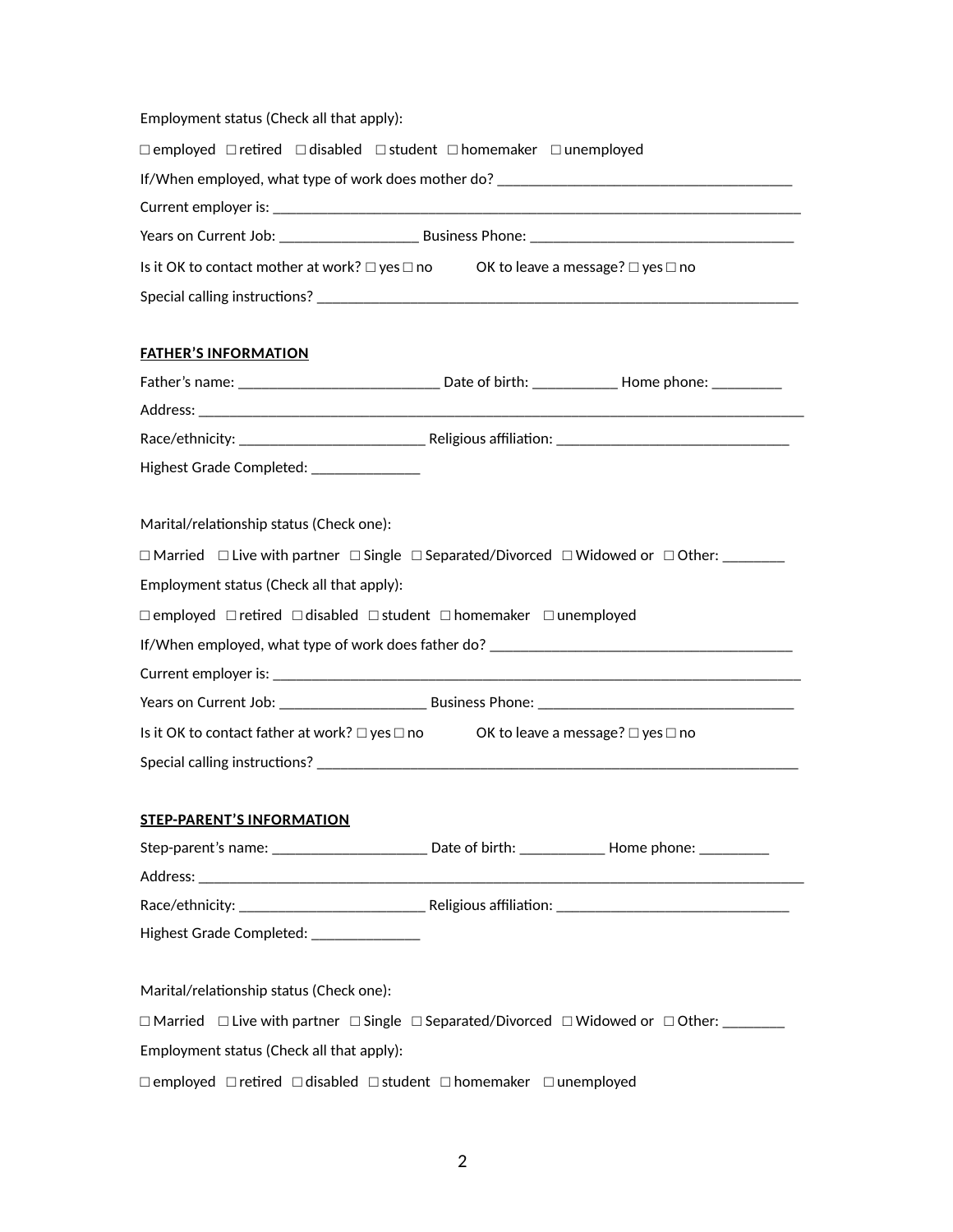Employment status (Check all that apply):

☐ employed ☐ retired ☐ disabled ☐ student ☐ homemaker ☐ unemployed

If/When employed, what type of work does mother do? _______________________________________

Current employer is: ________________________________________________________________________

Years on Current Job: __________________ Business Phone: __________________________________

Is it OK to contact mother at work? ☐ yes ☐ no OK to leave a message? ☐ yes ☐ no

Special calling instructions? _________________________________________________________________

**FATHER'S INFORMATION**

Father's name: __________________________ Date of birth: ___________ Home phone: _________

Address: _____________________________________________________________________________________

Race/ethnicity: ________________________ Religious affiliation: ______________________________

Highest Grade Completed: ______________

Marital/relationship status (Check one):

☐ Married ☐ Live with partner ☐ Single ☐ Separated/Divorced ☐ Widowed or ☐ Other: ________

Employment status (Check all that apply):

☐ employed ☐ retired ☐ disabled ☐ student ☐ homemaker ☐ unemployed

If/When employed, what type of work does father do? _______________________________________

Current employer is: ________________________________________________________________________

Years on Current Job: ___________________ Business Phone: _________________________________

Is it OK to contact father at work? ☐ yes ☐ no OK to leave a message? ☐ yes ☐ no

Special calling instructions? _________________________________________________________________

**STEP-PARENT'S INFORMATION**

Step-parent's name: _____________________ Date of birth: ___________ Home phone: _________

Address: _____________________________________________________________________________________

Race/ethnicity: ________________________ Religious affiliation: ______________________________

Highest Grade Completed: ______________

Marital/relationship status (Check one):

☐ Married ☐ Live with partner ☐ Single ☐ Separated/Divorced ☐ Widowed or ☐ Other: ________

Employment status (Check all that apply):

☐ employed ☐ retired ☐ disabled ☐ student ☐ homemaker ☐ unemployed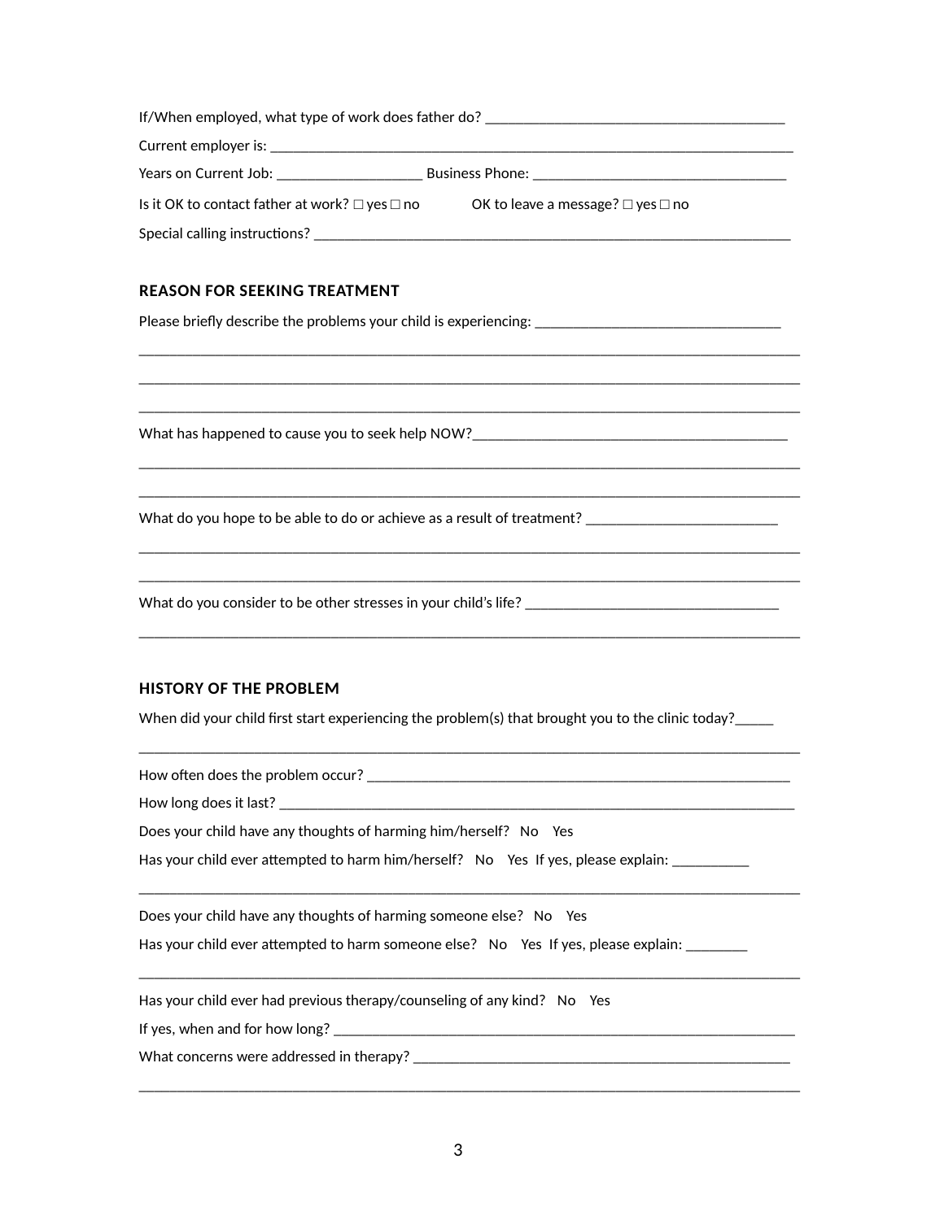If/When employed, what type of work does father do? ________________________________________

Current employer is: ________________________________________________________________________

Years on Current Job: ____________________ Business Phone: __________________________________

Is it OK to contact father at work? ☐ yes ☐ no OK to leave a message? ☐ yes ☐ no

Special calling instructions? _________________________________________________________________

## REASON FOR SEEKING TREATMENT

Please briefly describe the problems your child is experiencing: __________________________________

__________________________________________________________________________________________

__________________________________________________________________________________________

__________________________________________________________________________________________

What has happened to cause you to seek help NOW?___________________________________________

__________________________________________________________________________________________

__________________________________________________________________________________________

What do you hope to be able to do or achieve as a result of treatment? __________________________

__________________________________________________________________________________________

__________________________________________________________________________________________

What do you consider to be other stresses in your child's life? __________________________________

__________________________________________________________________________________________

## HISTORY OF THE PROBLEM

When did your child first start experiencing the problem(s) that brought you to the clinic today?_____

__________________________________________________________________________________________

How often does the problem occur? _________________________________________________________

How long does it last? ____________________________________________________________________

Does your child have any thoughts of harming him/herself? No Yes

Has your child ever attempted to harm him/herself? No Yes If yes, please explain: __________

__________________________________________________________________________________________

Does your child have any thoughts of harming someone else? No Yes

Has your child ever attempted to harm someone else? No Yes If yes, please explain: ________

__________________________________________________________________________________________

Has your child ever had previous therapy/counseling of any kind? No Yes

If yes, when and for how long? ____________________________________________________________

What concerns were addressed in therapy? ___________________________________________________

__________________________________________________________________________________________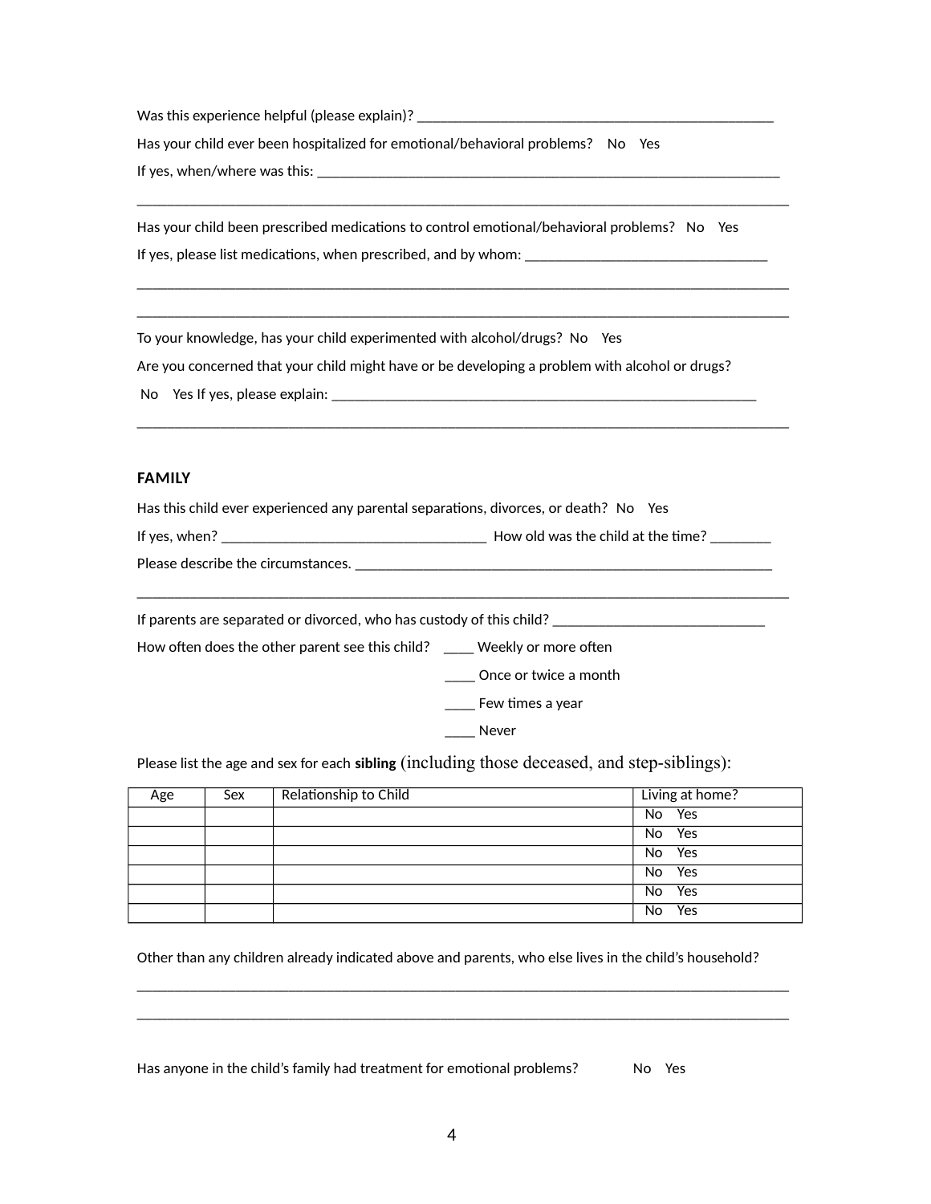Was this experience helpful (please explain)? ___________________________________________________

Has your child ever been hospitalized for emotional/behavioral problems?    No    Yes

If yes, when/where was this: ________________________________________________________________

___________________________________________________________________________________________

Has your child been prescribed medications to control emotional/behavioral problems?   No    Yes

If yes, please list medications, when prescribed, and by whom: _____________________________________

___________________________________________________________________________________________

___________________________________________________________________________________________

To your knowledge, has your child experimented with alcohol/drugs?  No    Yes

Are you concerned that your child might have or be developing a problem with alcohol or drugs?

No    Yes If yes, please explain: ______________________________________________________________

___________________________________________________________________________________________

## FAMILY

Has this child ever experienced any parental separations, divorces, or death?  No    Yes

If yes, when? ______________________________________  How old was the child at the time? _________

Please describe the circumstances. ____________________________________________________________

___________________________________________________________________________________________

If parents are separated or divorced, who has custody of this child? ______________________________

How often does the other parent see this child?    ____ Weekly or more often

____ Once or twice a month

____ Few times a year

____ Never

Please list the age and sex for each **sibling** (including those deceased, and step-siblings):

| Age | Sex | Relationship to Child | Living at home? |
|---|---|---|---|
| | | | No    Yes |
| | | | No    Yes |
| | | | No    Yes |
| | | | No    Yes |
| | | | No    Yes |
| | | | No    Yes |

Other than any children already indicated above and parents, who else lives in the child's household?

___________________________________________________________________________________________

___________________________________________________________________________________________

Has anyone in the child's family had treatment for emotional problems?            No    Yes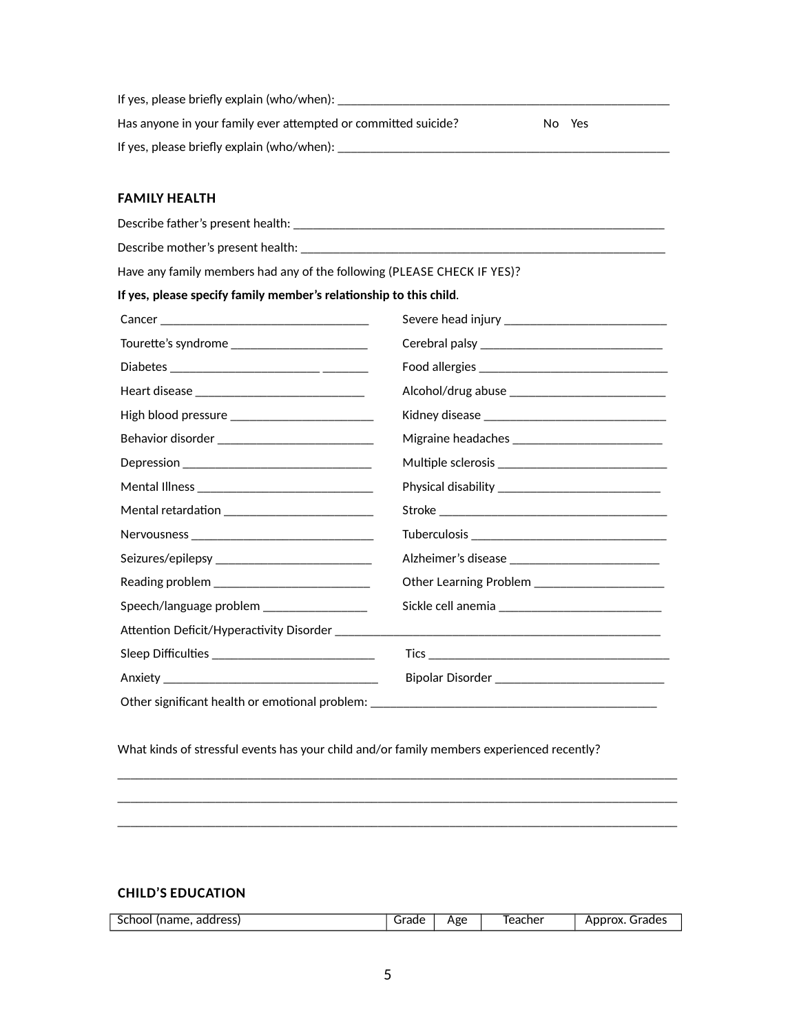If yes, please briefly explain (who/when): ____________________________________________________

Has anyone in your family ever attempted or committed suicide? No Yes

If yes, please briefly explain (who/when): ____________________________________________________

## FAMILY HEALTH

Describe father's present health: ___________________________________________________________

Describe mother's present health: __________________________________________________________

Have any family members had any of the following (PLEASE CHECK IF YES)?

**If yes, please specify family member's relationship to this child**.

Cancer _________________________________

Severe head injury _________________________

Tourette's syndrome _____________________

Cerebral palsy ____________________________

Diabetes ______________________ _______

Food allergies _____________________________

Heart disease __________________________

Alcohol/drug abuse ________________________

High blood pressure ______________________

Kidney disease ____________________________

Behavior disorder ________________________

Migraine headaches _______________________

Depression _____________________________

Multiple sclerosis __________________________

Mental Illness ___________________________

Physical disability _________________________

Mental retardation _______________________

Stroke ____________________________________

Nervousness _____________________________

Tuberculosis _______________________________

Seizures/epilepsy ________________________

Alzheimer's disease _______________________

Reading problem ________________________

Other Learning Problem ____________________

Speech/language problem ________________

Sickle cell anemia _________________________

Attention Deficit/Hyperactivity Disorder _____________________________________________________

Sleep Difficulties _________________________

Tics ______________________________________

Anxiety __________________________________

Bipolar Disorder __________________________

Other significant health or emotional problem: _____________________________________________

What kinds of stressful events has your child and/or family members experienced recently?

___________________________________________________________________________________________

___________________________________________________________________________________________

___________________________________________________________________________________________

## CHILD'S EDUCATION

| School (name, address) | Grade | Age | Teacher | Approx. Grades |
|---|---|---|---|---|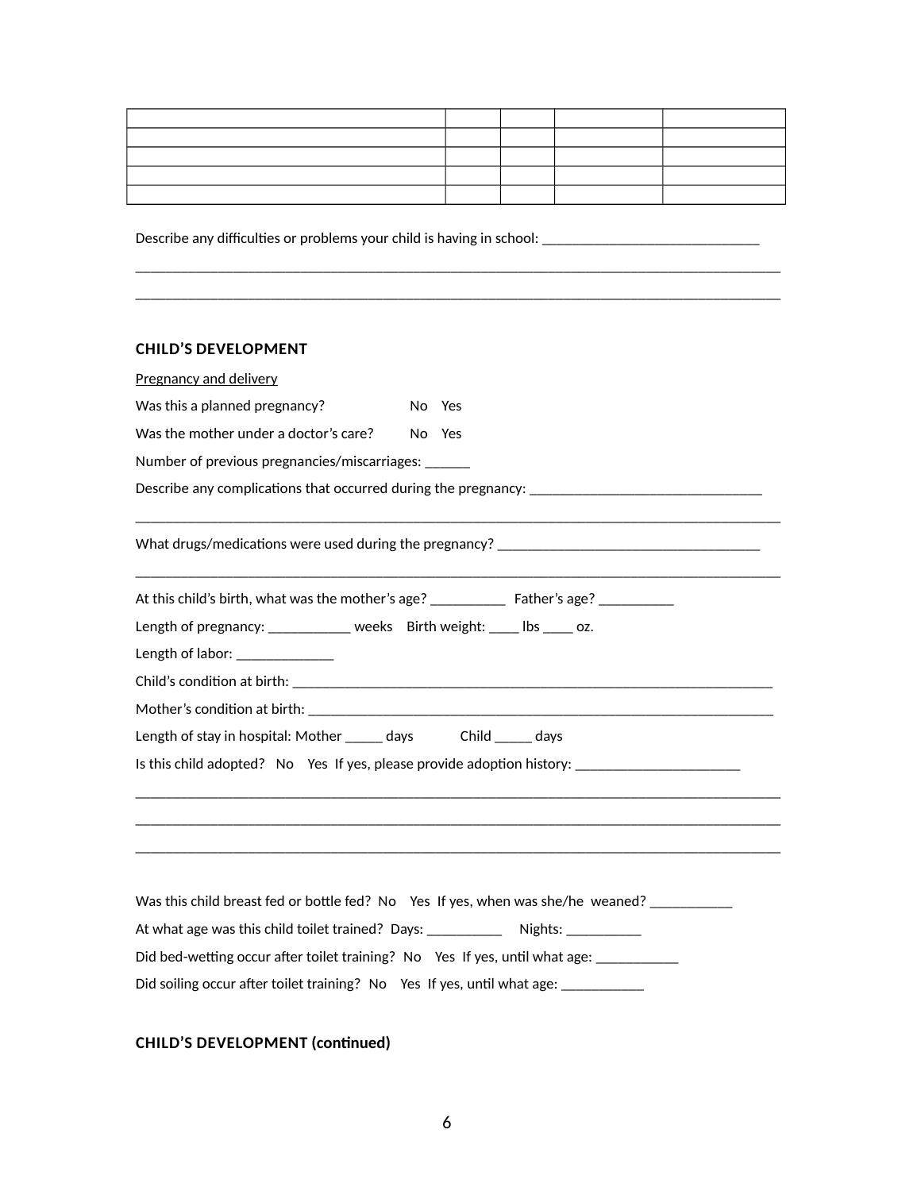| | | | | |
|---|---|---|---|---|
| | | | | |
| | | | | |
| | | | | |
| | | | | |

Describe any difficulties or problems your child is having in school: ______________________________

_________________________________________________________________________________________

_________________________________________________________________________________________

**CHILD'S DEVELOPMENT**

Pregnancy and delivery

Was this a planned pregnancy? No Yes

Was the mother under a doctor's care? No Yes

Number of previous pregnancies/miscarriages: ______

Describe any complications that occurred during the pregnancy: ________________________________

_________________________________________________________________________________________

What drugs/medications were used during the pregnancy? ____________________________________

_________________________________________________________________________________________

At this child's birth, what was the mother's age? __________ Father's age? __________

Length of pregnancy: ___________ weeks Birth weight: ____ lbs ____ oz.

Length of labor: _____________

Child's condition at birth: ____________________________________________________________________

Mother's condition at birth: __________________________________________________________________

Length of stay in hospital: Mother _____ days Child _____ days

Is this child adopted? No Yes If yes, please provide adoption history: ______________________

_________________________________________________________________________________________

_________________________________________________________________________________________

_________________________________________________________________________________________

Was this child breast fed or bottle fed? No Yes If yes, when was she/he weaned? ___________

At what age was this child toilet trained? Days: __________ Nights: __________

Did bed-wetting occur after toilet training? No Yes If yes, until what age: ___________

Did soiling occur after toilet training? No Yes If yes, until what age: ___________

**CHILD'S DEVELOPMENT (continued)**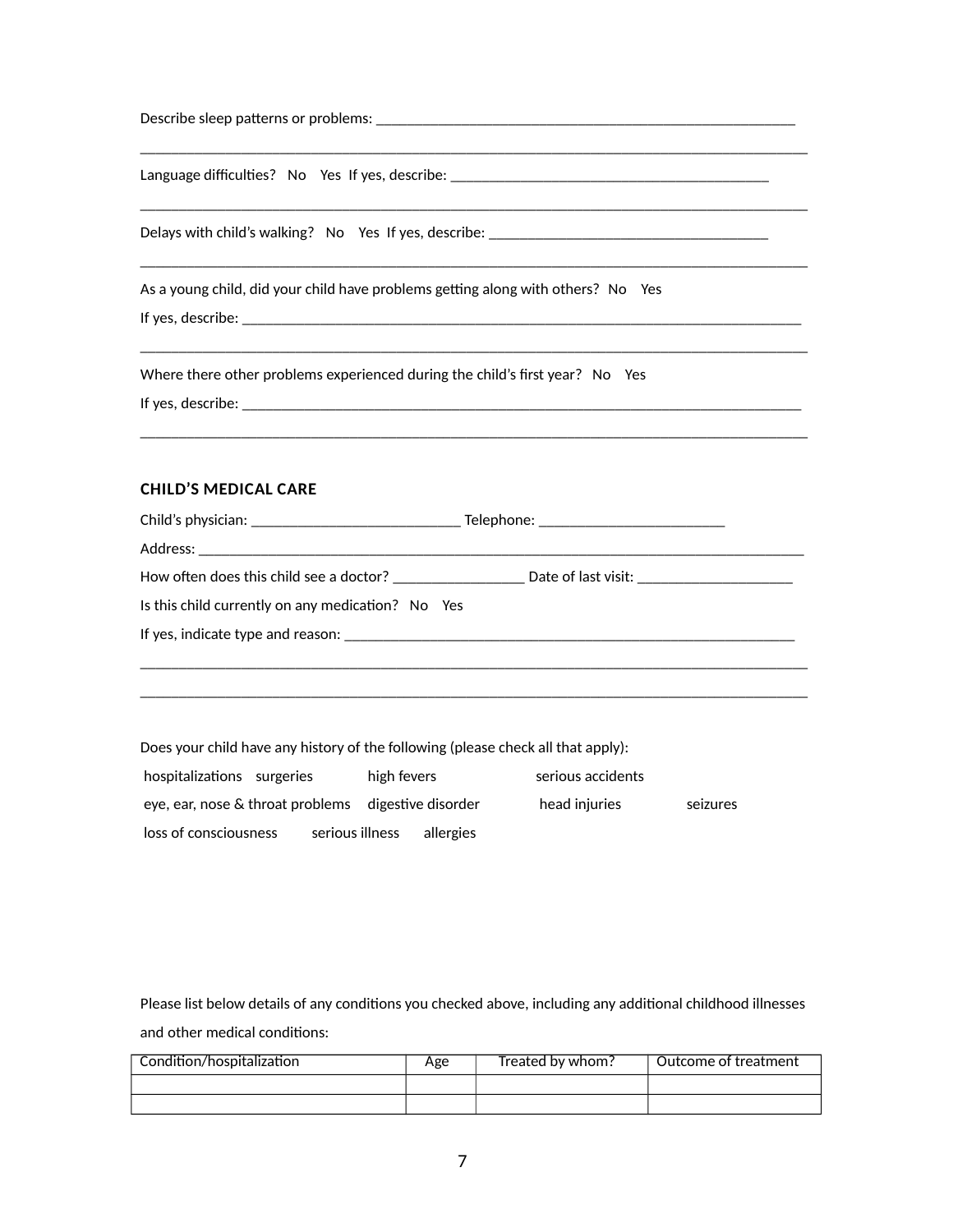Describe sleep patterns or problems: ________________________________________________________

_____________________________________________________________________________________________

Language difficulties?   No    Yes  If yes, describe: ___________________________________________

_____________________________________________________________________________________________

Delays with child's walking?   No    Yes  If yes, describe: ______________________________________

_____________________________________________________________________________________________

As a young child, did your child have problems getting along with others?   No    Yes

If yes, describe: _____________________________________________________________________________

_____________________________________________________________________________________________

Where there other problems experienced during the child's first year?   No    Yes

If yes, describe: _____________________________________________________________________________

_____________________________________________________________________________________________

## CHILD'S MEDICAL CARE

Child's physician: ____________________________ Telephone: _________________________

Address: _____________________________________________________________________________________

How often does this child see a doctor? _________________ Date of last visit: _____________________

Is this child currently on any medication?   No    Yes

If yes, indicate type and reason: _______________________________________________________________

_____________________________________________________________________________________________

_____________________________________________________________________________________________

Does your child have any history of the following (please check all that apply):

hospitalizations    surgeries    high fevers    serious accidents

eye, ear, nose & throat problems    digestive disorder    head injuries    seizures

loss of consciousness    serious illness    allergies

Please list below details of any conditions you checked above, including any additional childhood illnesses and other medical conditions:

| Condition/hospitalization | Age | Treated by whom? | Outcome of treatment |
|---|---|---|---|
| | | | |
| | | | |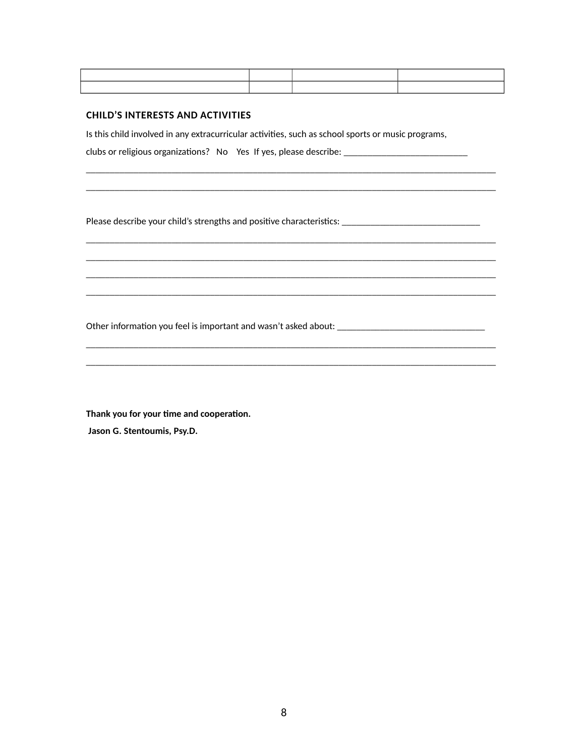| | | | |
|---|---|---|---|
| | | | |
| | | | |

## CHILD'S INTERESTS AND ACTIVITIES

Is this child involved in any extracurricular activities, such as school sports or music programs, clubs or religious organizations? No Yes If yes, please describe: ___________________________

_____________________________________________________________________________________________

_____________________________________________________________________________________________

Please describe your child's strengths and positive characteristics: _______________________________

_____________________________________________________________________________________________

_____________________________________________________________________________________________

_____________________________________________________________________________________________

_____________________________________________________________________________________________

Other information you feel is important and wasn't asked about: _________________________________

_____________________________________________________________________________________________

_____________________________________________________________________________________________

**Thank you for your time and cooperation.**

**Jason G. Stentoumis, Psy.D.**